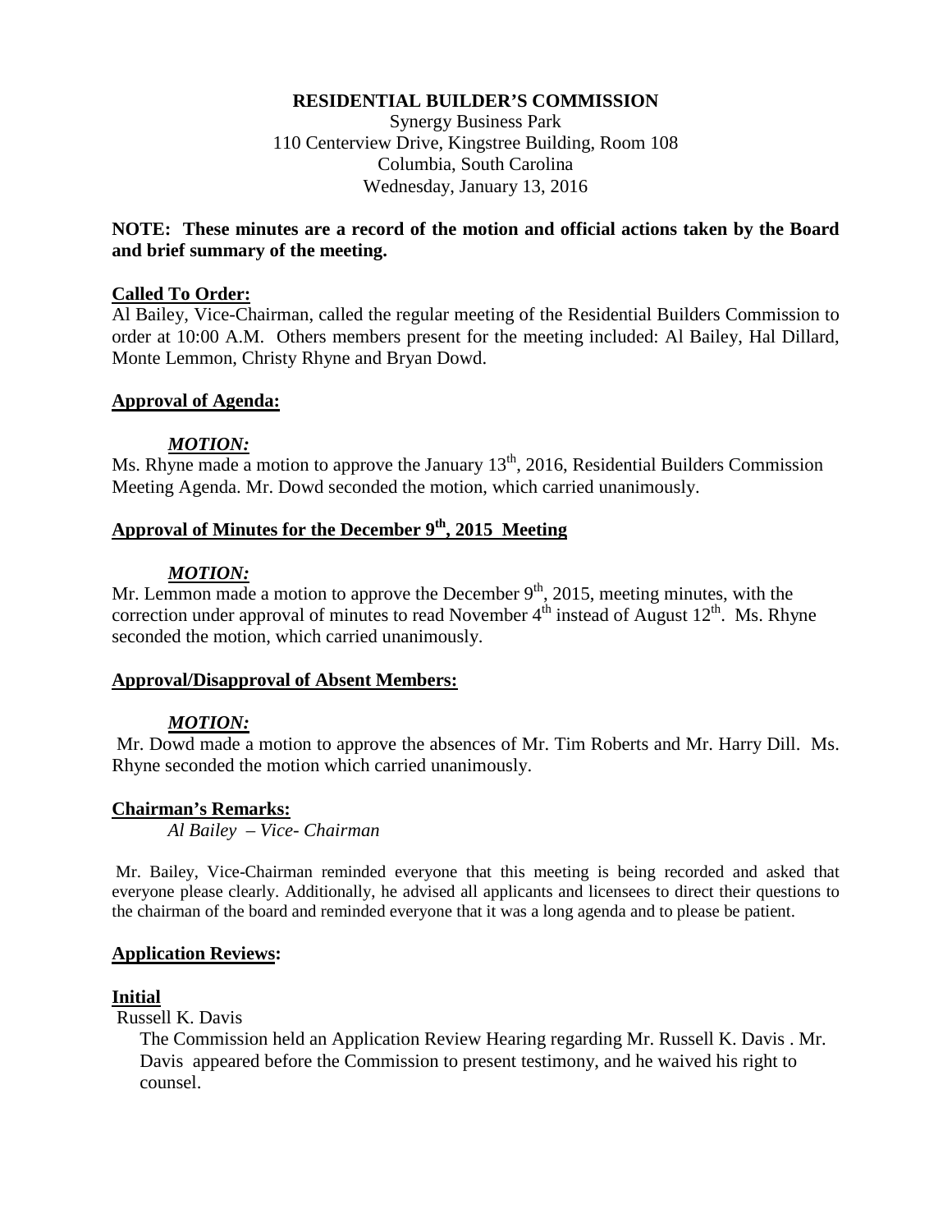**RESIDENTIAL BUILDER'S COMMISSION**

Synergy Business Park
110 Centerview Drive, Kingstree Building, Room 108
Columbia, South Carolina
Wednesday, January 13, 2016

**NOTE: These minutes are a record of the motion and official actions taken by the Board and brief summary of the meeting.**

**Called To Order:**

Al Bailey, Vice-Chairman, called the regular meeting of the Residential Builders Commission to order at 10:00 A.M. Others members present for the meeting included: Al Bailey, Hal Dillard, Monte Lemmon, Christy Rhyne and Bryan Dowd.

**Approval of Agenda:**

***MOTION:***

Ms. Rhyne made a motion to approve the January 13th, 2016, Residential Builders Commission Meeting Agenda. Mr. Dowd seconded the motion, which carried unanimously.

**Approval of Minutes for the December 9th, 2015 Meeting**

***MOTION:***

Mr. Lemmon made a motion to approve the December 9th, 2015, meeting minutes, with the correction under approval of minutes to read November 4th instead of August 12th. Ms. Rhyne seconded the motion, which carried unanimously.

**Approval/Disapproval of Absent Members:**

***MOTION:***

Mr. Dowd made a motion to approve the absences of Mr. Tim Roberts and Mr. Harry Dill. Ms. Rhyne seconded the motion which carried unanimously.

**Chairman's Remarks:**

*Al Bailey – Vice- Chairman*

Mr. Bailey, Vice-Chairman reminded everyone that this meeting is being recorded and asked that everyone please clearly. Additionally, he advised all applicants and licensees to direct their questions to the chairman of the board and reminded everyone that it was a long agenda and to please be patient.

**Application Reviews:**

**Initial**

Russell K. Davis

The Commission held an Application Review Hearing regarding Mr. Russell K. Davis . Mr. Davis appeared before the Commission to present testimony, and he waived his right to counsel.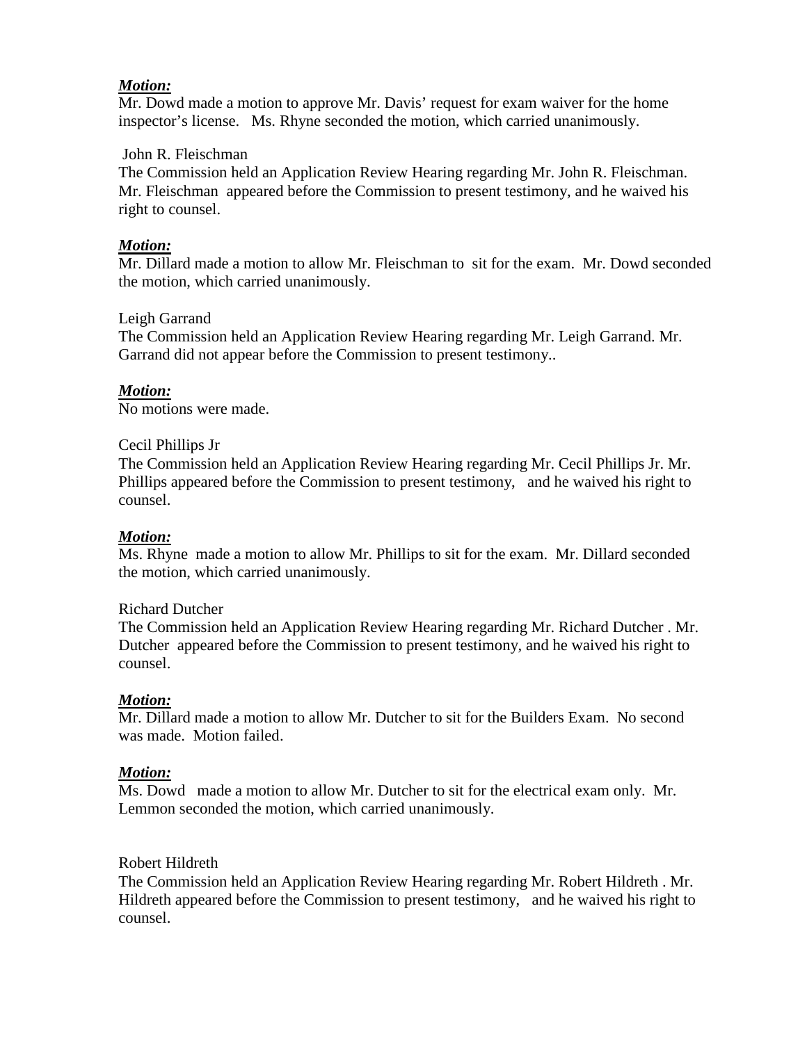***Motion:***
Mr. Dowd made a motion to approve Mr. Davis' request for exam waiver for the home inspector's license. Ms. Rhyne seconded the motion, which carried unanimously.

John R. Fleischman
The Commission held an Application Review Hearing regarding Mr. John R. Fleischman. Mr. Fleischman appeared before the Commission to present testimony, and he waived his right to counsel.

***Motion:***
Mr. Dillard made a motion to allow Mr. Fleischman to sit for the exam. Mr. Dowd seconded the motion, which carried unanimously.

Leigh Garrand
The Commission held an Application Review Hearing regarding Mr. Leigh Garrand. Mr. Garrand did not appear before the Commission to present testimony..

***Motion:***
No motions were made.

Cecil Phillips Jr
The Commission held an Application Review Hearing regarding Mr. Cecil Phillips Jr. Mr. Phillips appeared before the Commission to present testimony, and he waived his right to counsel.

***Motion:***
Ms. Rhyne made a motion to allow Mr. Phillips to sit for the exam. Mr. Dillard seconded the motion, which carried unanimously.

Richard Dutcher
The Commission held an Application Review Hearing regarding Mr. Richard Dutcher . Mr. Dutcher appeared before the Commission to present testimony, and he waived his right to counsel.

***Motion:***
Mr. Dillard made a motion to allow Mr. Dutcher to sit for the Builders Exam. No second was made. Motion failed.

***Motion:***
Ms. Dowd made a motion to allow Mr. Dutcher to sit for the electrical exam only. Mr. Lemmon seconded the motion, which carried unanimously.

Robert Hildreth
The Commission held an Application Review Hearing regarding Mr. Robert Hildreth . Mr. Hildreth appeared before the Commission to present testimony, and he waived his right to counsel.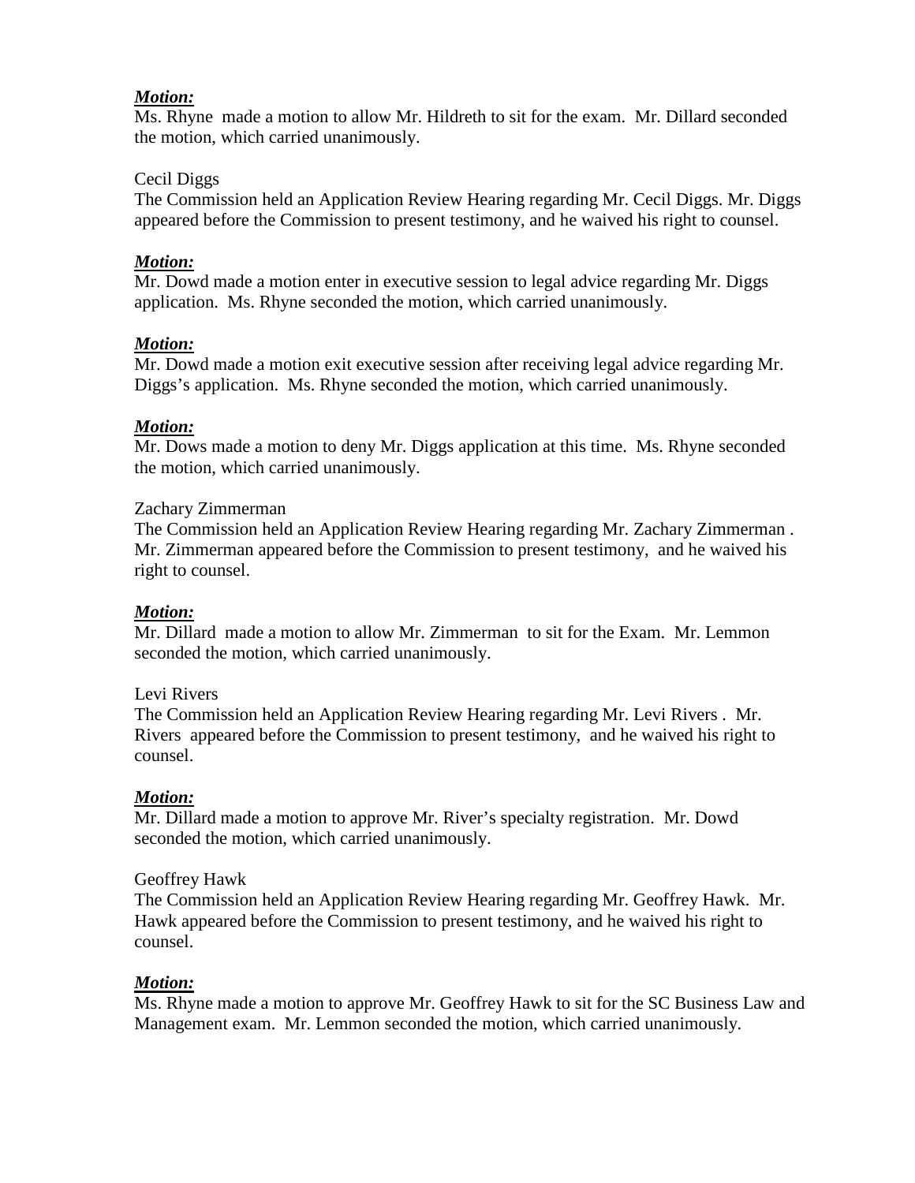***Motion:***
Ms. Rhyne  made a motion to allow Mr. Hildreth to sit for the exam.  Mr. Dillard seconded the motion, which carried unanimously.

Cecil Diggs
The Commission held an Application Review Hearing regarding Mr. Cecil Diggs. Mr. Diggs appeared before the Commission to present testimony, and he waived his right to counsel.

***Motion:***
Mr. Dowd made a motion enter in executive session to legal advice regarding Mr. Diggs application.  Ms. Rhyne seconded the motion, which carried unanimously.

***Motion:***
Mr. Dowd made a motion exit executive session after receiving legal advice regarding Mr. Diggs's application.  Ms. Rhyne seconded the motion, which carried unanimously.

***Motion:***
Mr. Dows made a motion to deny Mr. Diggs application at this time.  Ms. Rhyne seconded the motion, which carried unanimously.

Zachary Zimmerman
The Commission held an Application Review Hearing regarding Mr. Zachary Zimmerman . Mr. Zimmerman appeared before the Commission to present testimony,  and he waived his right to counsel.

***Motion:***
Mr. Dillard  made a motion to allow Mr. Zimmerman  to sit for the Exam.  Mr. Lemmon seconded the motion, which carried unanimously.

Levi Rivers
The Commission held an Application Review Hearing regarding Mr. Levi Rivers .  Mr. Rivers  appeared before the Commission to present testimony,  and he waived his right to counsel.

***Motion:***
Mr. Dillard made a motion to approve Mr. River's specialty registration.  Mr. Dowd seconded the motion, which carried unanimously.

Geoffrey Hawk
The Commission held an Application Review Hearing regarding Mr. Geoffrey Hawk.  Mr. Hawk appeared before the Commission to present testimony, and he waived his right to counsel.

***Motion:***
Ms. Rhyne made a motion to approve Mr. Geoffrey Hawk to sit for the SC Business Law and Management exam.  Mr. Lemmon seconded the motion, which carried unanimously.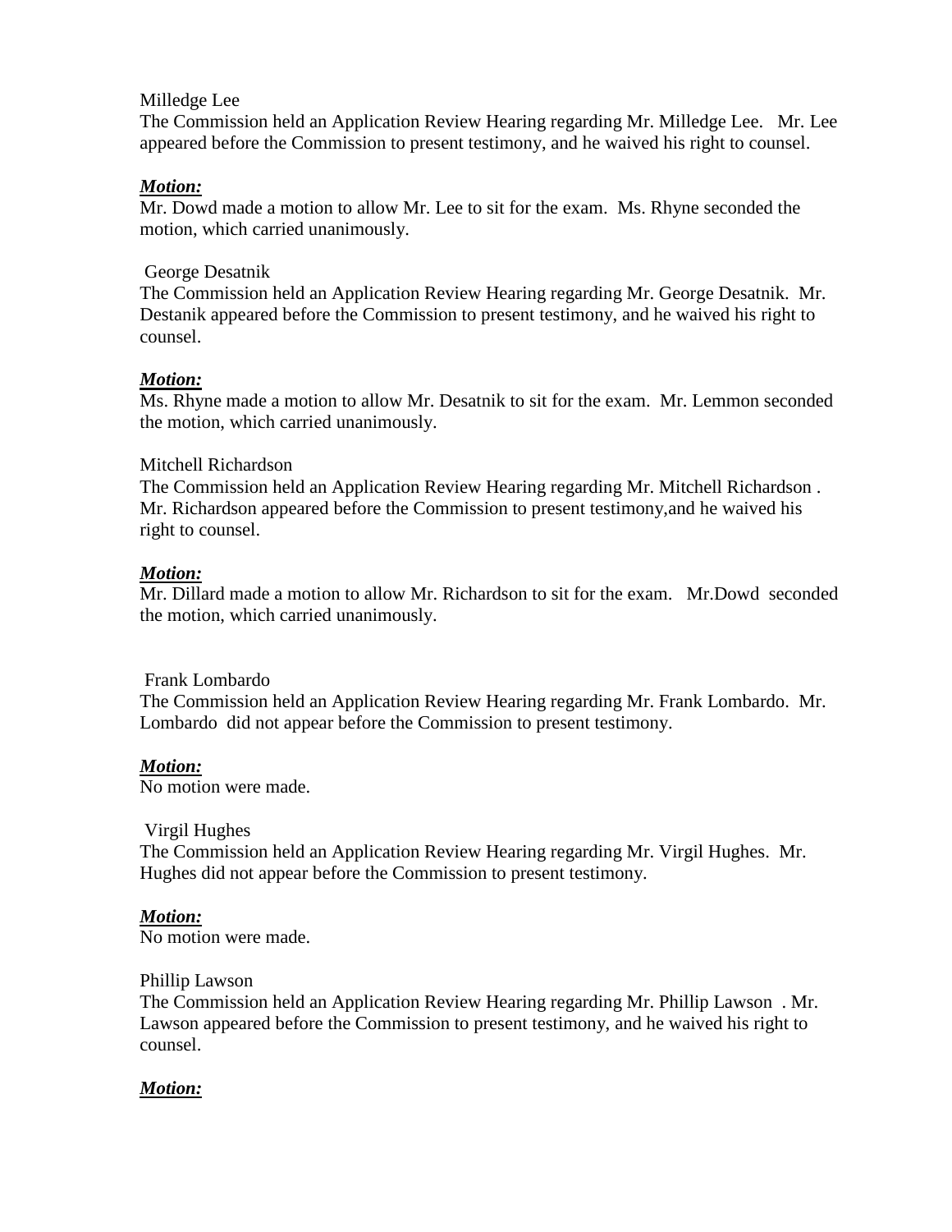Milledge Lee

The Commission held an Application Review Hearing regarding Mr. Milledge Lee. Mr. Lee appeared before the Commission to present testimony, and he waived his right to counsel.

***Motion:***

Mr. Dowd made a motion to allow Mr. Lee to sit for the exam. Ms. Rhyne seconded the motion, which carried unanimously.

George Desatnik

The Commission held an Application Review Hearing regarding Mr. George Desatnik. Mr. Destanik appeared before the Commission to present testimony, and he waived his right to counsel.

***Motion:***

Ms. Rhyne made a motion to allow Mr. Desatnik to sit for the exam. Mr. Lemmon seconded the motion, which carried unanimously.

Mitchell Richardson

The Commission held an Application Review Hearing regarding Mr. Mitchell Richardson . Mr. Richardson appeared before the Commission to present testimony,and he waived his right to counsel.

***Motion:***

Mr. Dillard made a motion to allow Mr. Richardson to sit for the exam. Mr.Dowd seconded the motion, which carried unanimously.

Frank Lombardo

The Commission held an Application Review Hearing regarding Mr. Frank Lombardo. Mr. Lombardo did not appear before the Commission to present testimony.

***Motion:***

No motion were made.

Virgil Hughes

The Commission held an Application Review Hearing regarding Mr. Virgil Hughes. Mr. Hughes did not appear before the Commission to present testimony.

***Motion:***

No motion were made.

Phillip Lawson

The Commission held an Application Review Hearing regarding Mr. Phillip Lawson . Mr. Lawson appeared before the Commission to present testimony, and he waived his right to counsel.

***Motion:***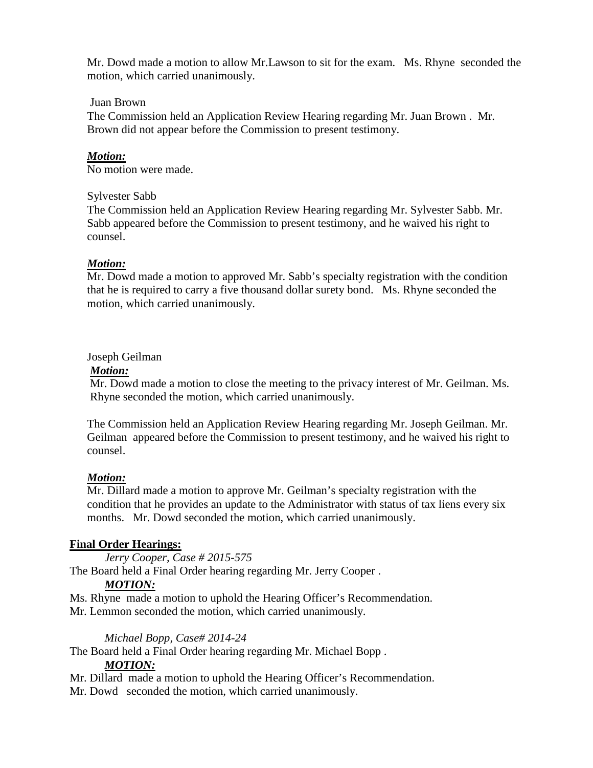Mr. Dowd made a motion to allow Mr.Lawson to sit for the exam. Ms. Rhyne seconded the motion, which carried unanimously.

Juan Brown
The Commission held an Application Review Hearing regarding Mr. Juan Brown . Mr. Brown did not appear before the Commission to present testimony.

***Motion:***
No motion were made.

Sylvester Sabb
The Commission held an Application Review Hearing regarding Mr. Sylvester Sabb. Mr. Sabb appeared before the Commission to present testimony, and he waived his right to counsel.

***Motion:***
Mr. Dowd made a motion to approved Mr. Sabb's specialty registration with the condition that he is required to carry a five thousand dollar surety bond. Ms. Rhyne seconded the motion, which carried unanimously.

Joseph Geilman
***Motion:***
Mr. Dowd made a motion to close the meeting to the privacy interest of Mr. Geilman. Ms. Rhyne seconded the motion, which carried unanimously.

The Commission held an Application Review Hearing regarding Mr. Joseph Geilman. Mr. Geilman appeared before the Commission to present testimony, and he waived his right to counsel.

***Motion:***
Mr. Dillard made a motion to approve Mr. Geilman's specialty registration with the condition that he provides an update to the Administrator with status of tax liens every six months. Mr. Dowd seconded the motion, which carried unanimously.

**Final Order Hearings:**

*Jerry Cooper, Case # 2015-575*
The Board held a Final Order hearing regarding Mr. Jerry Cooper .
***MOTION:***
Ms. Rhyne made a motion to uphold the Hearing Officer's Recommendation.
Mr. Lemmon seconded the motion, which carried unanimously.

*Michael Bopp, Case# 2014-24*
The Board held a Final Order hearing regarding Mr. Michael Bopp .
***MOTION:***
Mr. Dillard made a motion to uphold the Hearing Officer's Recommendation.
Mr. Dowd seconded the motion, which carried unanimously.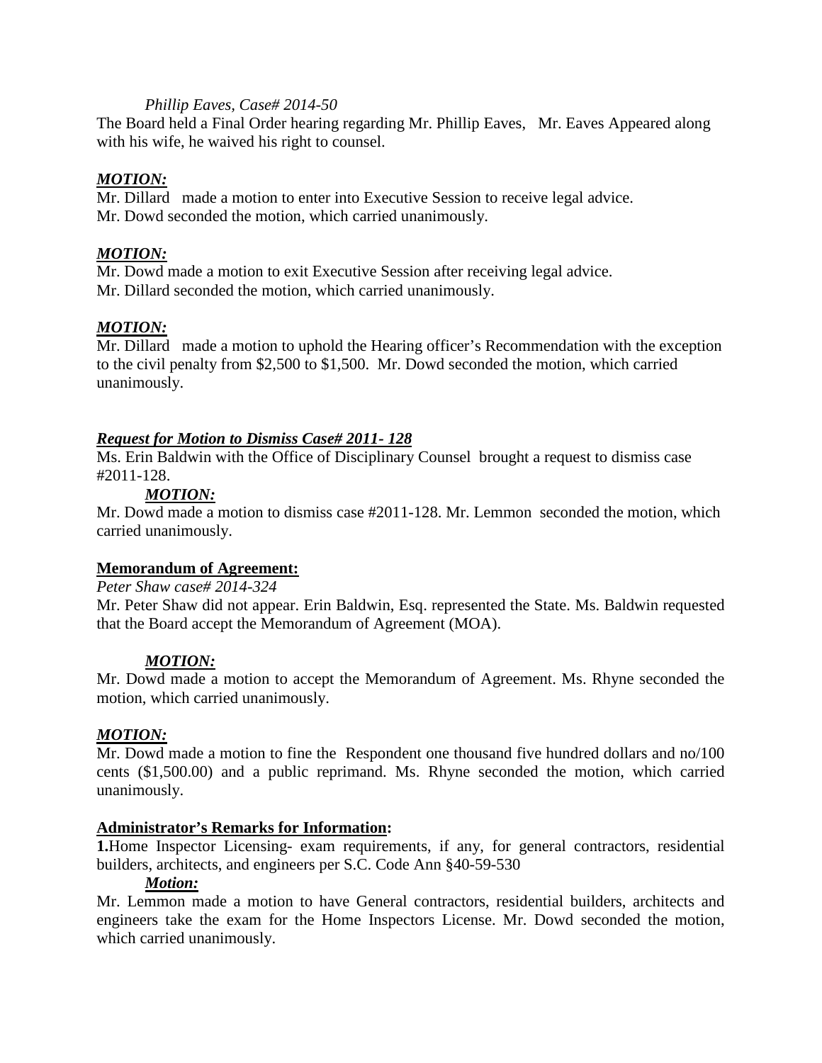*Phillip Eaves, Case# 2014-50*

The Board held a Final Order hearing regarding Mr. Phillip Eaves, Mr. Eaves Appeared along with his wife, he waived his right to counsel.

***MOTION:***

Mr. Dillard made a motion to enter into Executive Session to receive legal advice. Mr. Dowd seconded the motion, which carried unanimously.

***MOTION:***

Mr. Dowd made a motion to exit Executive Session after receiving legal advice. Mr. Dillard seconded the motion, which carried unanimously.

***MOTION:***

Mr. Dillard made a motion to uphold the Hearing officer's Recommendation with the exception to the civil penalty from $2,500 to $1,500. Mr. Dowd seconded the motion, which carried unanimously.

***Request for Motion to Dismiss Case# 2011- 128***

Ms. Erin Baldwin with the Office of Disciplinary Counsel brought a request to dismiss case #2011-128.

***MOTION:***

Mr. Dowd made a motion to dismiss case #2011-128. Mr. Lemmon seconded the motion, which carried unanimously.

**Memorandum of Agreement:**

*Peter Shaw case# 2014-324*

Mr. Peter Shaw did not appear. Erin Baldwin, Esq. represented the State. Ms. Baldwin requested that the Board accept the Memorandum of Agreement (MOA).

***MOTION:***

Mr. Dowd made a motion to accept the Memorandum of Agreement. Ms. Rhyne seconded the motion, which carried unanimously.

***MOTION:***

Mr. Dowd made a motion to fine the Respondent one thousand five hundred dollars and no/100 cents ($1,500.00) and a public reprimand. Ms. Rhyne seconded the motion, which carried unanimously.

**Administrator's Remarks for Information:**

**1.** Home Inspector Licensing- exam requirements, if any, for general contractors, residential builders, architects, and engineers per S.C. Code Ann §40-59-530

***Motion:***

Mr. Lemmon made a motion to have General contractors, residential builders, architects and engineers take the exam for the Home Inspectors License. Mr. Dowd seconded the motion, which carried unanimously.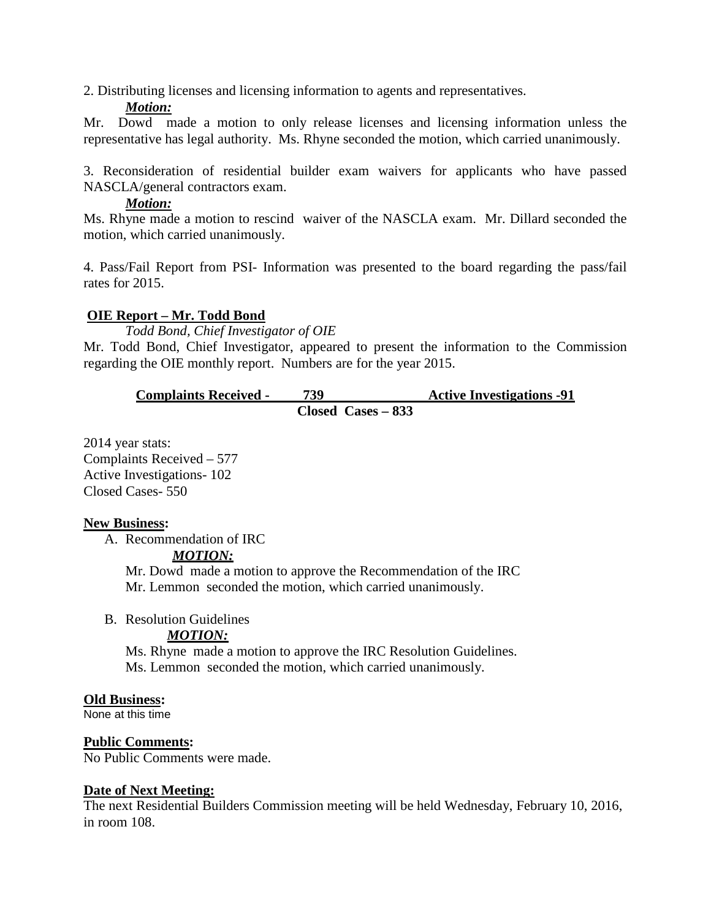2. Distributing licenses and licensing information to agents and representatives.

***Motion:***

Mr. Dowd made a motion to only release licenses and licensing information unless the representative has legal authority. Ms. Rhyne seconded the motion, which carried unanimously.

3. Reconsideration of residential builder exam waivers for applicants who have passed NASCLA/general contractors exam.

***Motion:***

Ms. Rhyne made a motion to rescind waiver of the NASCLA exam. Mr. Dillard seconded the motion, which carried unanimously.

4. Pass/Fail Report from PSI- Information was presented to the board regarding the pass/fail rates for 2015.

## OIE Report – Mr. Todd Bond

*Todd Bond, Chief Investigator of OIE*

Mr. Todd Bond, Chief Investigator, appeared to present the information to the Commission regarding the OIE monthly report. Numbers are for the year 2015.

**Complaints Received - 739** **Active Investigations -91**

**Closed Cases – 833**

2014 year stats:
Complaints Received – 577
Active Investigations- 102
Closed Cases- 550

## New Business:

A. Recommendation of IRC

***MOTION:***

Mr. Dowd made a motion to approve the Recommendation of the IRC
Mr. Lemmon seconded the motion, which carried unanimously.

B. Resolution Guidelines

***MOTION:***

Ms. Rhyne made a motion to approve the IRC Resolution Guidelines.
Ms. Lemmon seconded the motion, which carried unanimously.

## Old Business:

None at this time

## Public Comments:

No Public Comments were made.

## Date of Next Meeting:

The next Residential Builders Commission meeting will be held Wednesday, February 10, 2016, in room 108.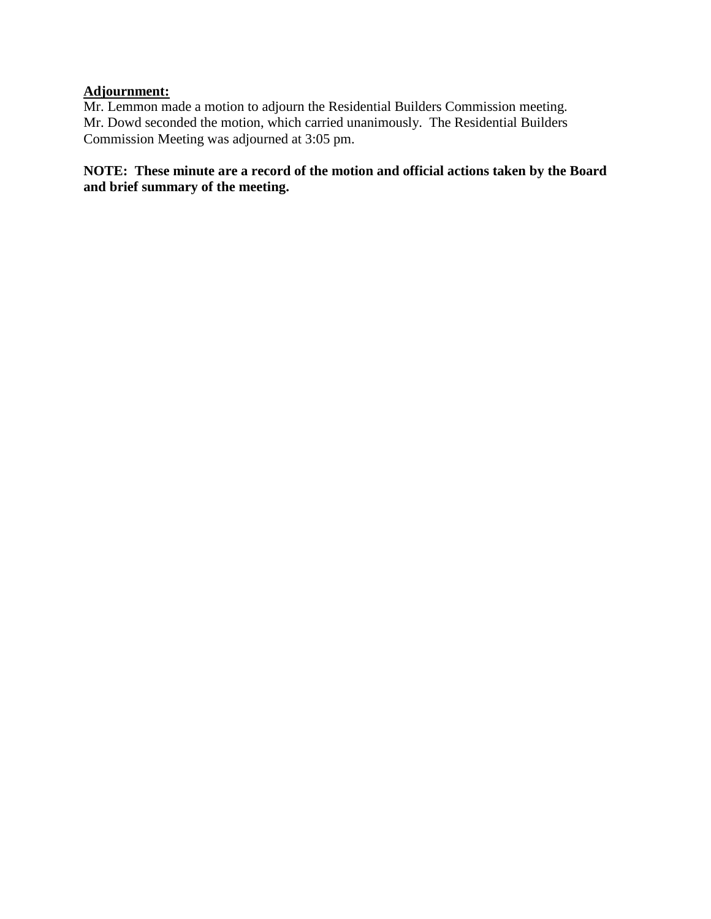**<u>Adjournment:</u>**

Mr. Lemmon made a motion to adjourn the Residential Builders Commission meeting. Mr. Dowd seconded the motion, which carried unanimously. The Residential Builders Commission Meeting was adjourned at 3:05 pm.

**NOTE: These minute are a record of the motion and official actions taken by the Board and brief summary of the meeting.**